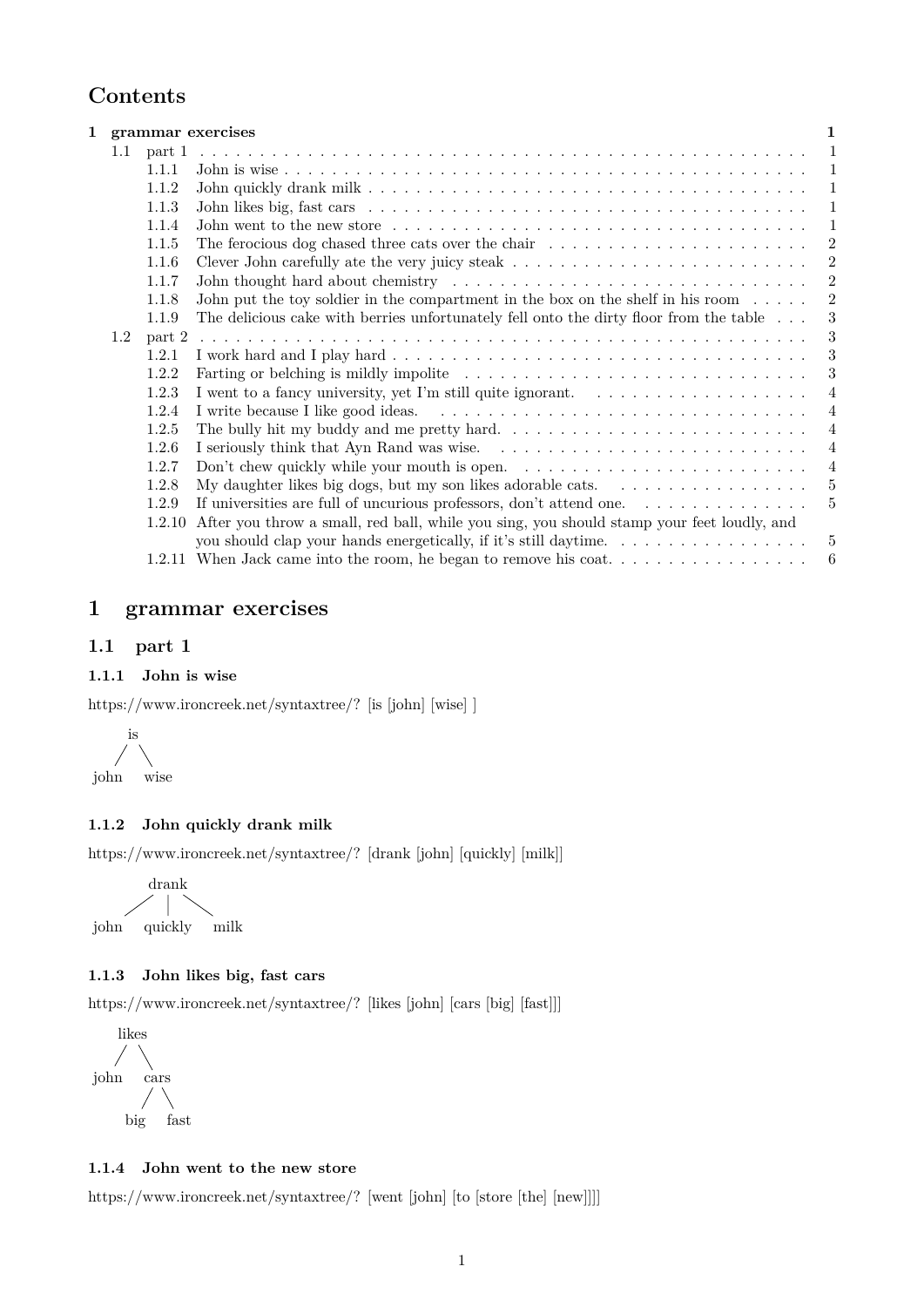# Contents

**1 grammar exercises** **1**

- 1.1 part 1 . . . 1
  - 1.1.1 John is wise . . . 1
  - 1.1.2 John quickly drank milk . . . 1
  - 1.1.3 John likes big, fast cars . . . 1
  - 1.1.4 John went to the new store . . . 1
  - 1.1.5 The ferocious dog chased three cats over the chair . . . 2
  - 1.1.6 Clever John carefully ate the very juicy steak . . . 2
  - 1.1.7 John thought hard about chemistry . . . 2
  - 1.1.8 John put the toy soldier in the compartment in the box on the shelf in his room . . . 2
  - 1.1.9 The delicious cake with berries unfortunately fell onto the dirty floor from the table . . . 3
- 1.2 part 2 . . . 3
  - 1.2.1 I work hard and I play hard . . . 3
  - 1.2.2 Farting or belching is mildly impolite . . . 3
  - 1.2.3 I went to a fancy university, yet I'm still quite ignorant. . . . 4
  - 1.2.4 I write because I like good ideas. . . . 4
  - 1.2.5 The bully hit my buddy and me pretty hard. . . . 4
  - 1.2.6 I seriously think that Ayn Rand was wise. . . . 4
  - 1.2.7 Don't chew quickly while your mouth is open. . . . 4
  - 1.2.8 My daughter likes big dogs, but my son likes adorable cats. . . . 5
  - 1.2.9 If universities are full of uncurious professors, don't attend one. . . . 5
  - 1.2.10 After you throw a small, red ball, while you sing, you should stamp your feet loudly, and you should clap your hands energetically, if it's still daytime. . . . 5
  - 1.2.11 When Jack came into the room, he began to remove his coat. . . . 6

# 1 grammar exercises

## 1.1 part 1

### 1.1.1 John is wise

https://www.ironcreek.net/syntaxtree/? [is [john] [wise] ]

```
   is
  /  \
john  wise
```

### 1.1.2 John quickly drank milk

https://www.ironcreek.net/syntaxtree/? [drank [john] [quickly] [milk]]

```
        drank
      /   |   \
john   quickly   milk
```

### 1.1.3 John likes big, fast cars

https://www.ironcreek.net/syntaxtree/? [likes [john] [cars [big] [fast]]]

```
   likes
  /     \
john    cars
       /    \
     big    fast
```

### 1.1.4 John went to the new store

https://www.ironcreek.net/syntaxtree/? [went [john] [to [store [the] [new]]]]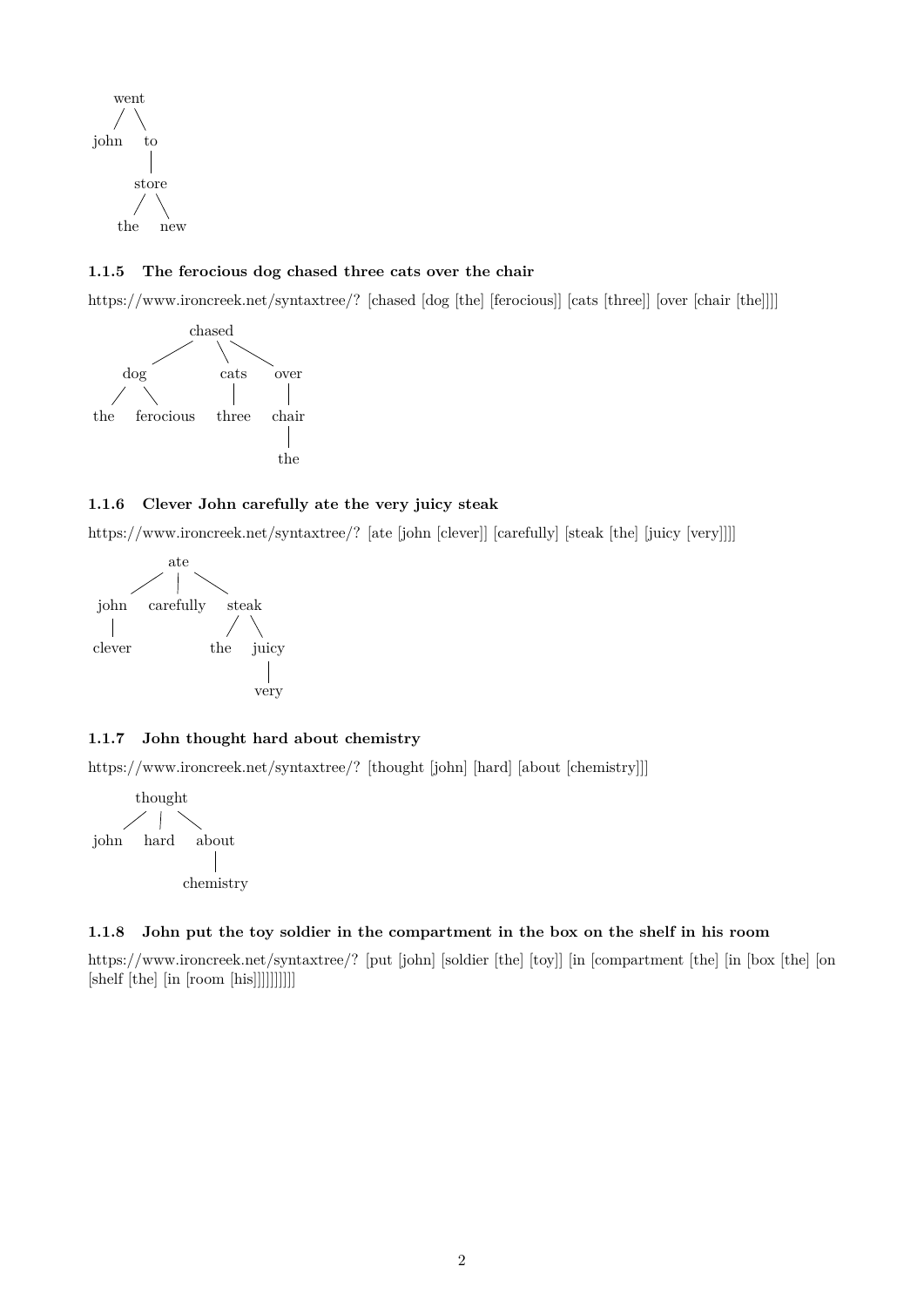```
      went
     /    \
  john     to
           |
         store
         /   \
       the   new
```

### 1.1.5 The ferocious dog chased three cats over the chair

https://www.ironcreek.net/syntaxtree/? [chased [dog [the] [ferocious]] [cats [three]] [over [chair [the]]]]

```
               chased
          /      |      \
       dog      cats    over
      /   \      |       |
   the  ferocious three  chair
                          |
                         the
```

### 1.1.6 Clever John carefully ate the very juicy steak

https://www.ironcreek.net/syntaxtree/? [ate [john [clever]] [carefully] [steak [the] [juicy [very]]]]

```
              ate
        /      |      \
     john  carefully  steak
      |               /    \
    clever          the   juicy
                            |
                           very
```

### 1.1.7 John thought hard about chemistry

https://www.ironcreek.net/syntaxtree/? [thought [john] [hard] [about [chemistry]]]

```
          thought
        /    |    \
    john   hard   about
                    |
                chemistry
```

### 1.1.8 John put the toy soldier in the compartment in the box on the shelf in his room

https://www.ironcreek.net/syntaxtree/? [put [john] [soldier [the] [toy]] [in [compartment [the] [in [box [the] [on [shelf [the] [in [room [his]]]]]]]]]]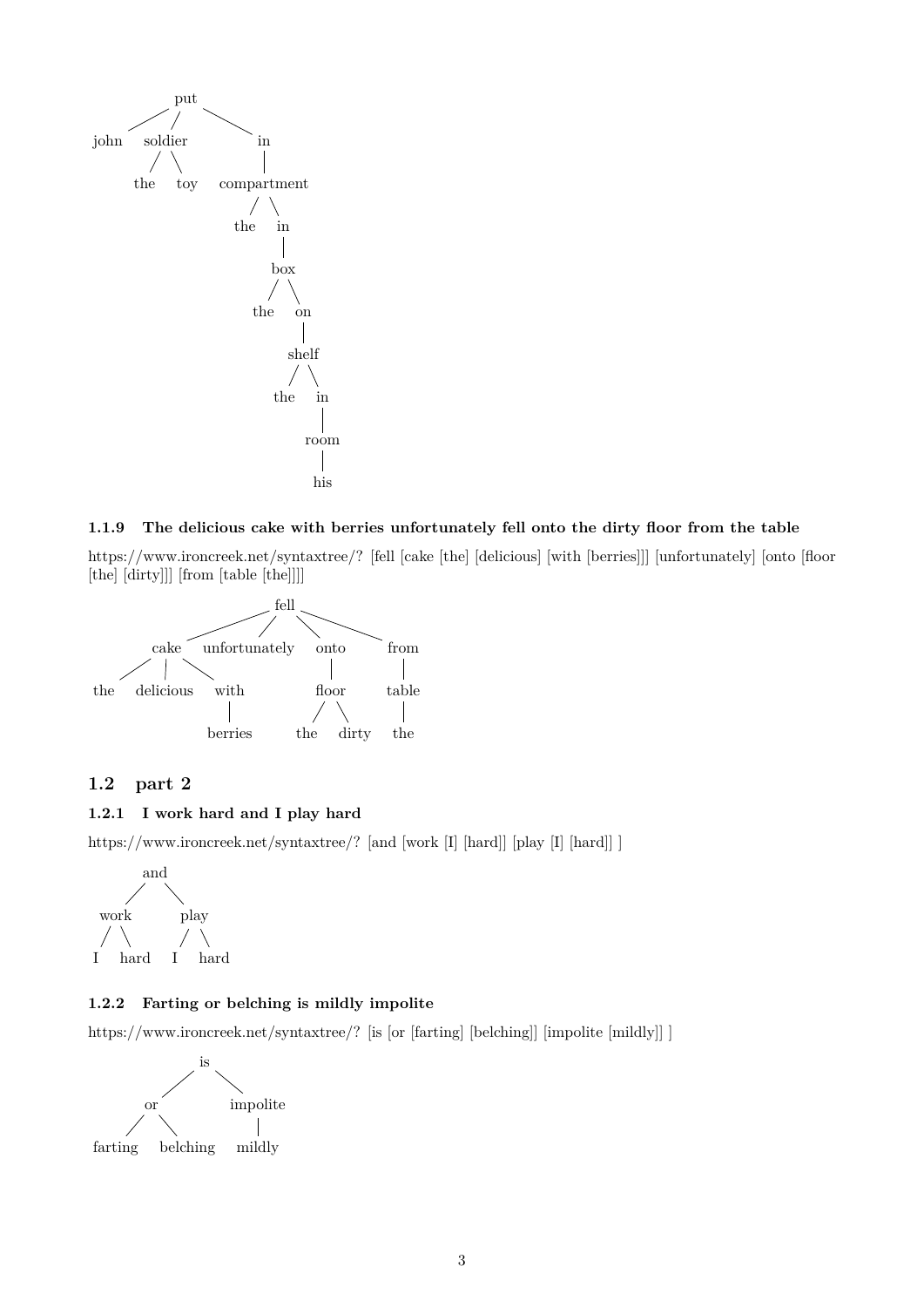### 1.1.9 The delicious cake with berries unfortunately fell onto the dirty floor from the table

https://www.ironcreek.net/syntaxtree/? [fell [cake [the] [delicious] [with [berries]]] [unfortunately] [onto [floor [the] [dirty]]] [from [table [the]]]]

## 1.2 part 2

### 1.2.1 I work hard and I play hard

https://www.ironcreek.net/syntaxtree/? [and [work [I] [hard]] [play [I] [hard]] ]

### 1.2.2 Farting or belching is mildly impolite

https://www.ironcreek.net/syntaxtree/? [is [or [farting] [belching]] [impolite [mildly]] ]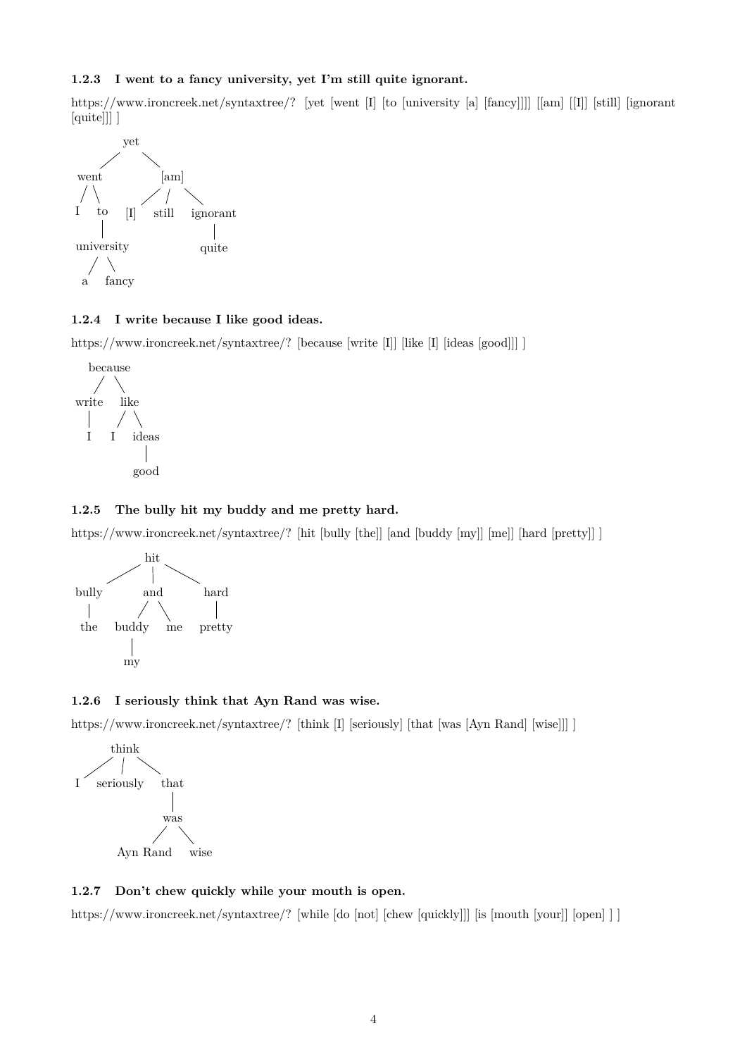### 1.2.3 I went to a fancy university, yet I'm still quite ignorant.

https://www.ironcreek.net/syntaxtree/? [yet [went [I] [to [university [a] [fancy]]]] [[am] [[I]] [still] [ignorant [quite]]] ]

```
          yet
        /     \
    went       [am]
    /  \      /  |   \
   I   to   [I] still ignorant
       |                 |
   university          quite
     /   \
    a   fancy
```

### 1.2.4 I write because I like good ideas.

https://www.ironcreek.net/syntaxtree/? [because [write [I]] [like [I] [ideas [good]]] ]

```
     because
     /    \
  write   like
    |     /  \
    I    I   ideas
               |
              good
```

### 1.2.5 The bully hit my buddy and me pretty hard.

https://www.ironcreek.net/syntaxtree/? [hit [bully [the]] [and [buddy [my]] [me]] [hard [pretty]] ]

```
              hit
         /     |     \
     bully    and     hard
       |     /   \      |
      the  buddy  me  pretty
             |
             my
```

### 1.2.6 I seriously think that Ayn Rand was wise.

https://www.ironcreek.net/syntaxtree/? [think [I] [seriously] [that [was [Ayn Rand] [wise]]] ]

```
          think
       /    |     \
     I  seriously  that
                    |
                   was
                  /   \
            Ayn Rand  wise
```

### 1.2.7 Don't chew quickly while your mouth is open.

https://www.ironcreek.net/syntaxtree/? [while [do [not] [chew [quickly]]] [is [mouth [your]] [open] ] ]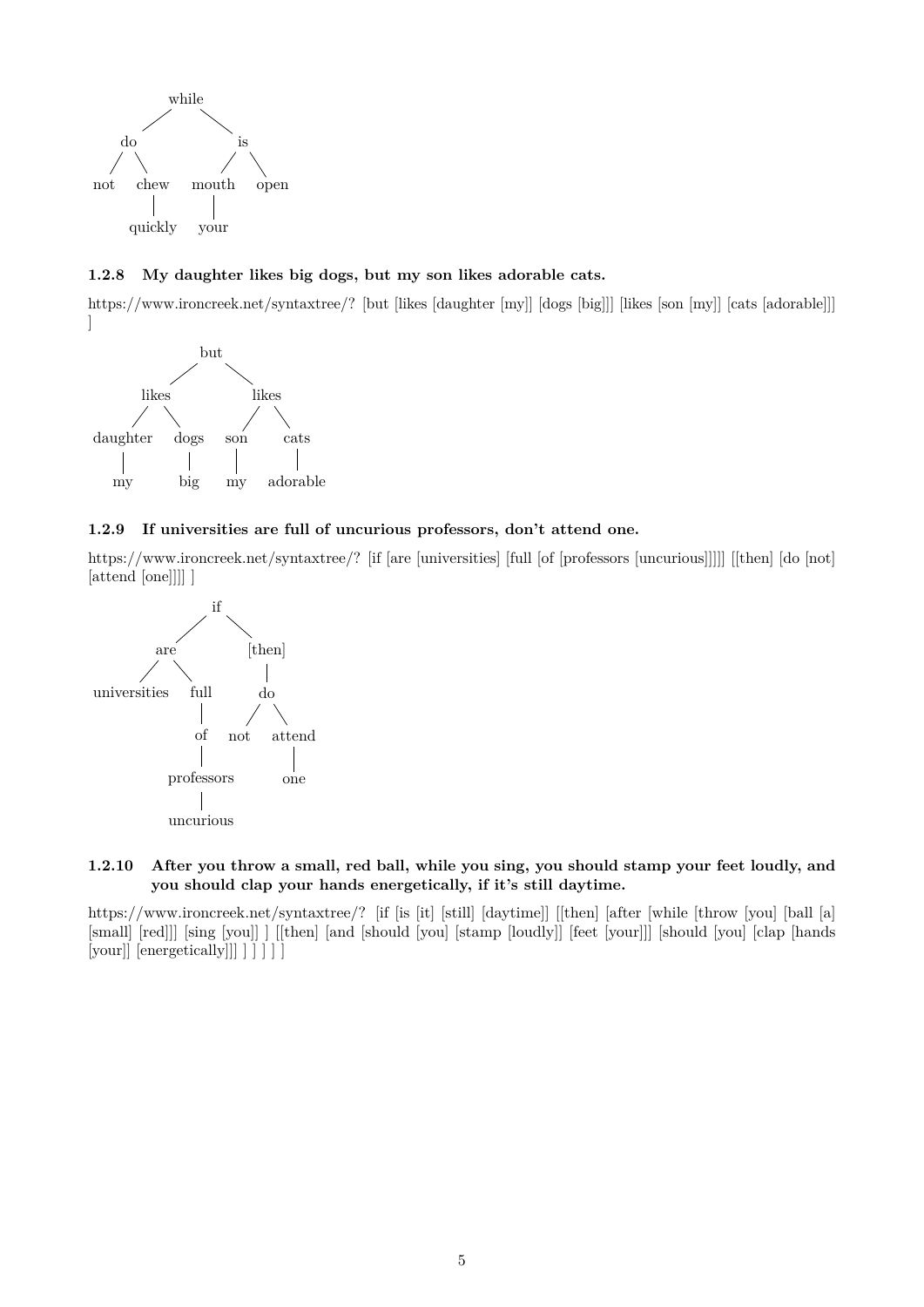```
            while
          /       \
        do         is
       /  \       /  \
    not  chew  mouth  open
          |      |
       quickly  your
```

### 1.2.8 My daughter likes big dogs, but my son likes adorable cats.

https://www.ironcreek.net/syntaxtree/? [but [likes [daughter [my]] [dogs [big]]] [likes [son [my]] [cats [adorable]]] ]

```
                 but
               /     \
          likes       likes
         /     \     /     \
  daughter   dogs  son     cats
      |        |    |        |
      my      big   my    adorable
```

### 1.2.9 If universities are full of uncurious professors, don't attend one.

https://www.ironcreek.net/syntaxtree/? [if [are [universities] [full [of [professors [uncurious]]]]] [[then] [do [not] [attend [one]]]] ]

```
                  if
                /    \
            are       [then]
           /   \         |
 universities  full      do
                |       /  \
                of    not  attend
                |            |
           professors       one
                |
            uncurious
```

### 1.2.10 After you throw a small, red ball, while you sing, you should stamp your feet loudly, and you should clap your hands energetically, if it's still daytime.

https://www.ironcreek.net/syntaxtree/? [if [is [it] [still] [daytime]] [[then] [after [while [throw [you] [ball [a] [small] [red]]] [sing [you]] ] [[then] [and [should [you] [stamp [loudly]] [feet [your]]] [should [you] [clap [hands [your]] [energetically]]] ] ] ] ] ]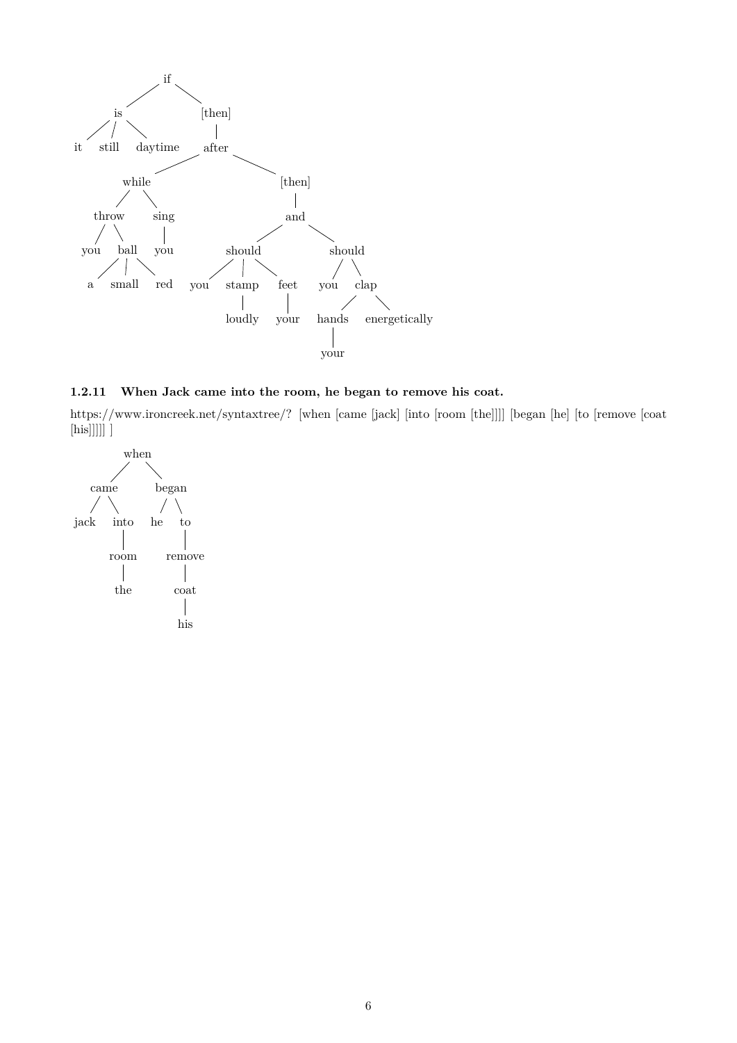if

is — it, still, daytime

[then] — after

after — while, [then]

while — throw, sing

throw — you, ball

ball — a, small, red

sing — you

[then] — and

and — should, should

should — you, stamp, feet

stamp — loudly

feet — your

should — you, clap

clap — hands, energetically

hands — your

### 1.2.11 When Jack came into the room, he began to remove his coat.

https://www.ironcreek.net/syntaxtree/? [when [came [jack] [into [room [the]]]] [began [he] [to [remove [coat [his]]]]] ]

when

came — jack, into

into — room

room — the

began — he, to

to — remove

remove — coat

coat — his